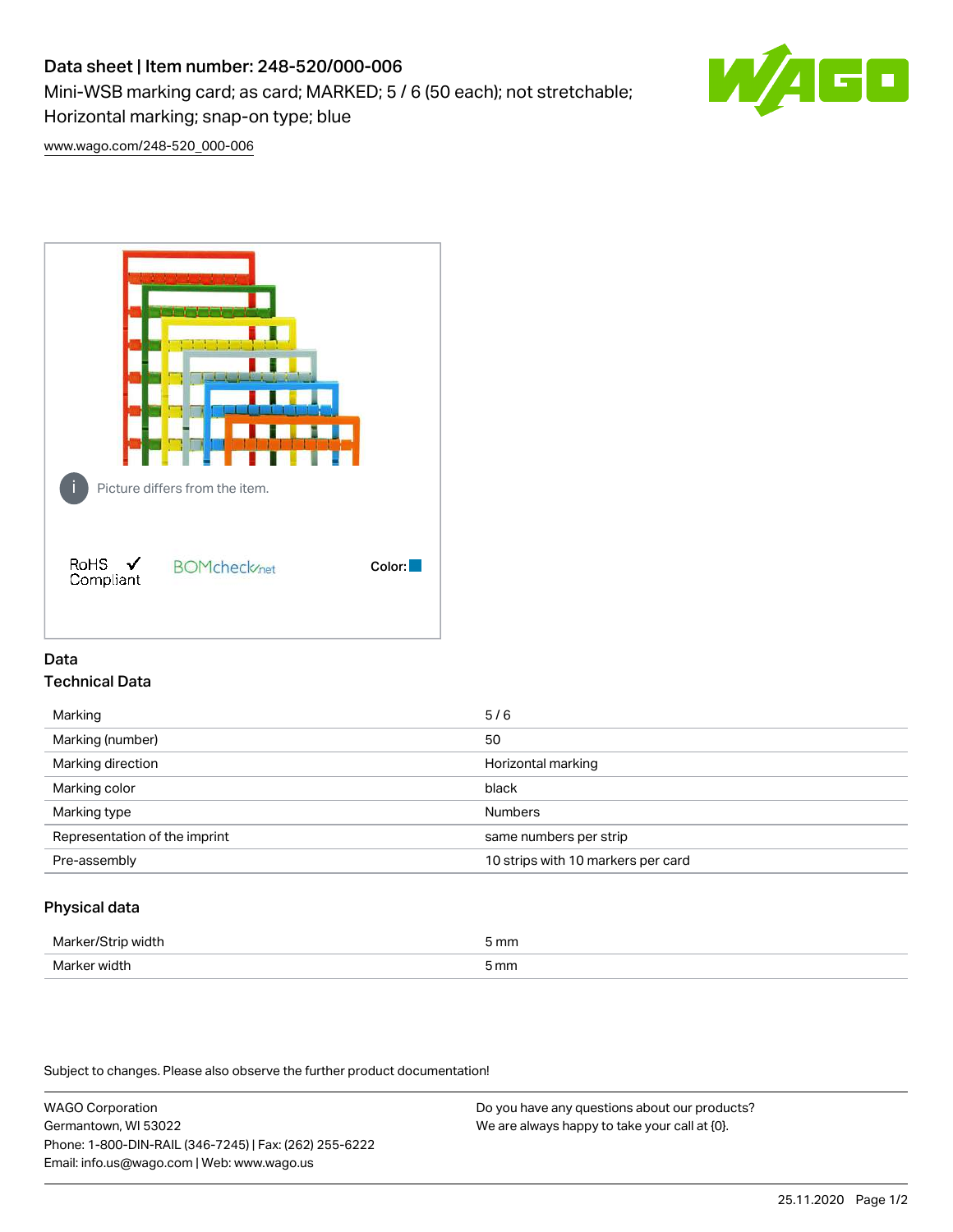# Data sheet | Item number: 248-520/000-006

Mini-WSB marking card; as card; MARKED; 5 / 6 (50 each); not stretchable; Horizontal marking; snap-on type; blue

www.wago.com/248-520_000-006

Picture differs from the item.

RoHS Compliant

BOMcheck.net

Color:

## Data

### Technical Data

| | |
|---|---|
| Marking | 5 / 6 |
| Marking (number) | 50 |
| Marking direction | Horizontal marking |
| Marking color | black |
| Marking type | Numbers |
| Representation of the imprint | same numbers per strip |
| Pre-assembly | 10 strips with 10 markers per card |

### Physical data

| | |
|---|---|
| Marker/Strip width | 5 mm |
| Marker width | 5 mm |

Subject to changes. Please also observe the further product documentation!

WAGO Corporation
Germantown, WI 53022
Phone: 1-800-DIN-RAIL (346-7245) | Fax: (262) 255-6222
Email: info.us@wago.com | Web: www.wago.us

Do you have any questions about our products?
We are always happy to take your call at {0}.

25.11.2020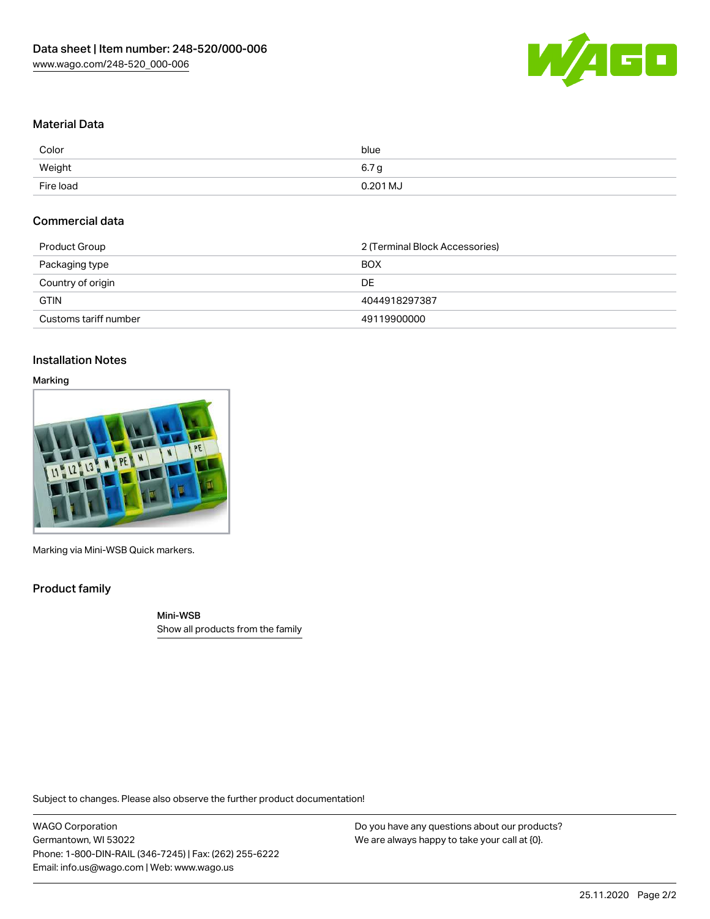## Material Data

| | |
|---|---|
| Color | blue |
| Weight | 6.7 g |
| Fire load | 0.201 MJ |

## Commercial data

| | |
|---|---|
| Product Group | 2 (Terminal Block Accessories) |
| Packaging type | BOX |
| Country of origin | DE |
| GTIN | 4044918297387 |
| Customs tariff number | 49119900000 |

## Installation Notes

### Marking

Marking via Mini-WSB Quick markers.

## Product family

Mini-WSB
Show all products from the family

Subject to changes. Please also observe the further product documentation!

WAGO Corporation
Germantown, WI 53022
Phone: 1-800-DIN-RAIL (346-7245) | Fax: (262) 255-6222
Email: info.us@wago.com | Web: www.wago.us

Do you have any questions about our products?
We are always happy to take your call at {0}.